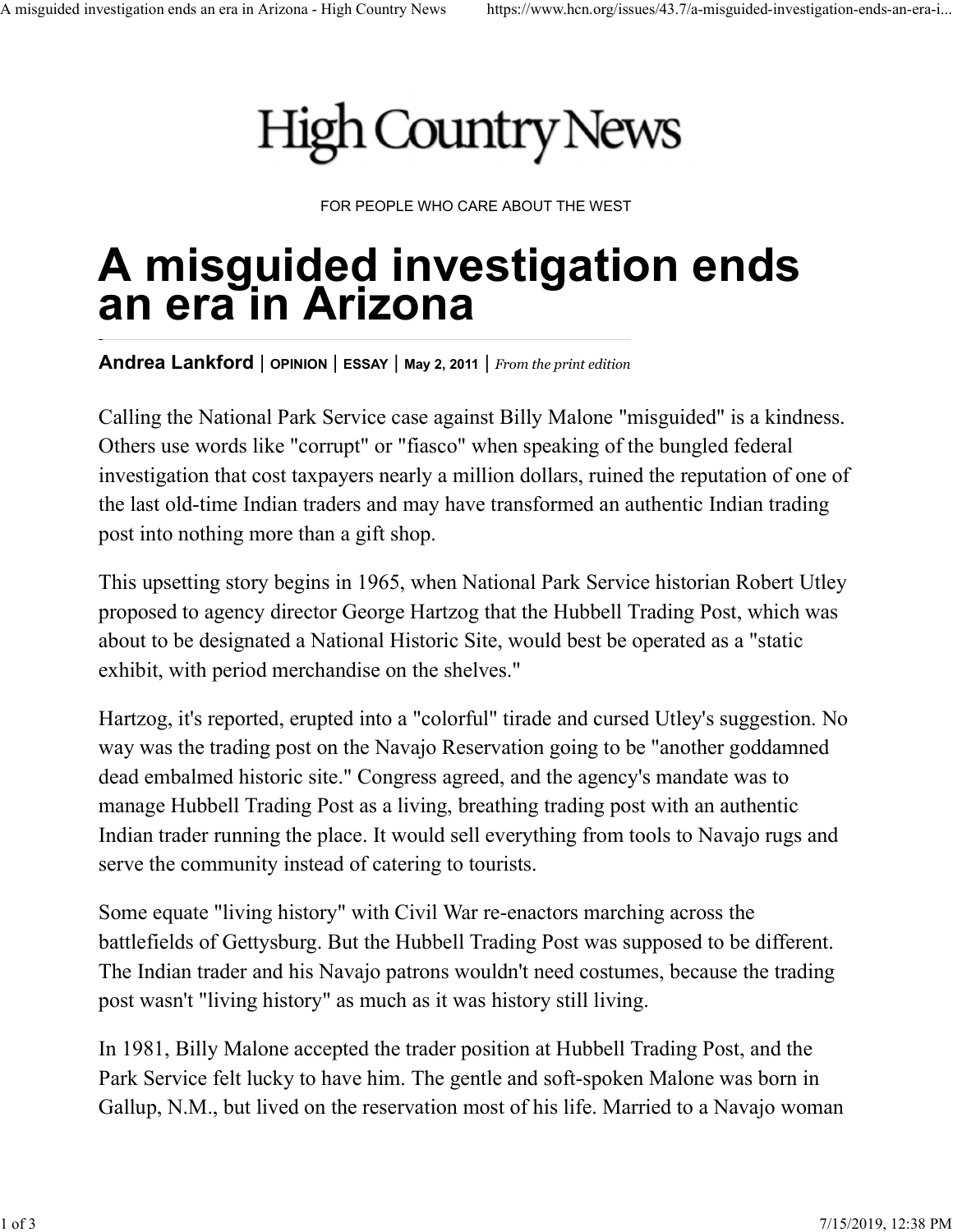# High Country News

FOR PEOPLE WHO CARE ABOUT THE WEST

# A misguided investigation ends an era in Arizona

**Andrea Lankford** | **OPINION** | **ESSAY** | **May 2, 2011** | *From the print edition*

Calling the National Park Service case against Billy Malone "misguided" is a kindness. Others use words like "corrupt" or "fiasco" when speaking of the bungled federal investigation that cost taxpayers nearly a million dollars, ruined the reputation of one of the last old-time Indian traders and may have transformed an authentic Indian trading post into nothing more than a gift shop.

This upsetting story begins in 1965, when National Park Service historian Robert Utley proposed to agency director George Hartzog that the Hubbell Trading Post, which was about to be designated a National Historic Site, would best be operated as a "static exhibit, with period merchandise on the shelves."

Hartzog, it's reported, erupted into a "colorful" tirade and cursed Utley's suggestion. No way was the trading post on the Navajo Reservation going to be "another goddamned dead embalmed historic site." Congress agreed, and the agency's mandate was to manage Hubbell Trading Post as a living, breathing trading post with an authentic Indian trader running the place. It would sell everything from tools to Navajo rugs and serve the community instead of catering to tourists.

Some equate "living history" with Civil War re-enactors marching across the battlefields of Gettysburg. But the Hubbell Trading Post was supposed to be different. The Indian trader and his Navajo patrons wouldn't need costumes, because the trading post wasn't "living history" as much as it was history still living.

In 1981, Billy Malone accepted the trader position at Hubbell Trading Post, and the Park Service felt lucky to have him. The gentle and soft-spoken Malone was born in Gallup, N.M., but lived on the reservation most of his life. Married to a Navajo woman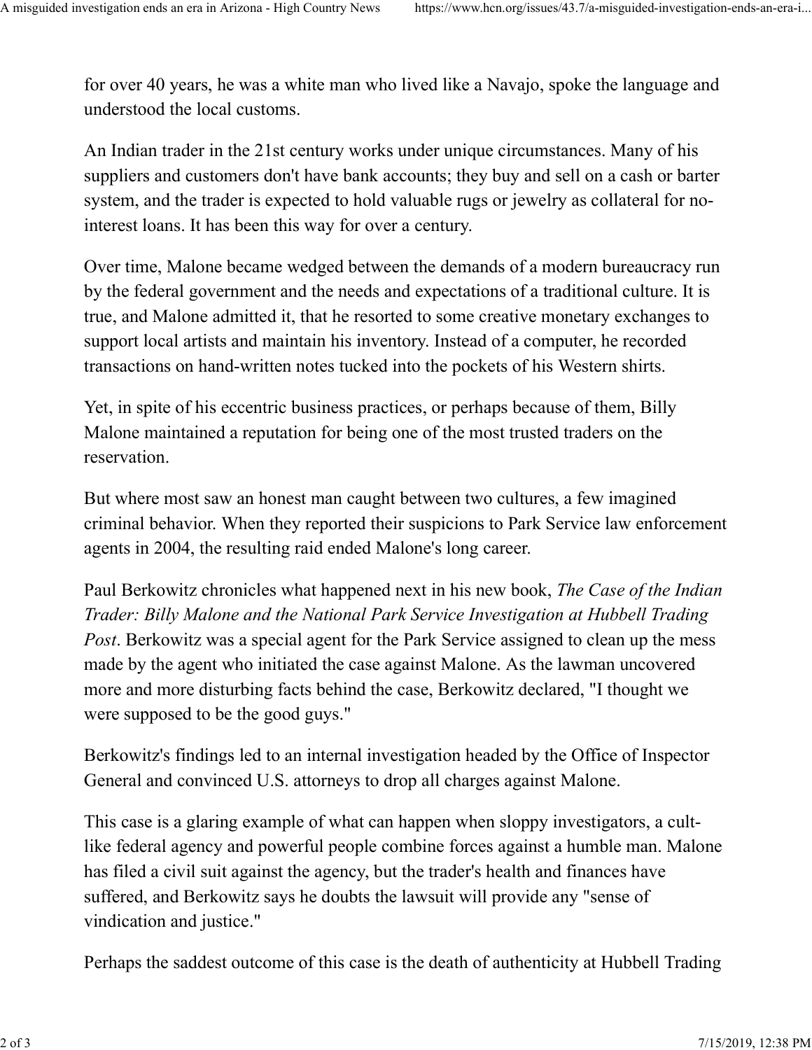for over 40 years, he was a white man who lived like a Navajo, spoke the language and understood the local customs.

An Indian trader in the 21st century works under unique circumstances. Many of his suppliers and customers don't have bank accounts; they buy and sell on a cash or barter system, and the trader is expected to hold valuable rugs or jewelry as collateral for no-interest loans. It has been this way for over a century.

Over time, Malone became wedged between the demands of a modern bureaucracy run by the federal government and the needs and expectations of a traditional culture. It is true, and Malone admitted it, that he resorted to some creative monetary exchanges to support local artists and maintain his inventory. Instead of a computer, he recorded transactions on hand-written notes tucked into the pockets of his Western shirts.

Yet, in spite of his eccentric business practices, or perhaps because of them, Billy Malone maintained a reputation for being one of the most trusted traders on the reservation.

But where most saw an honest man caught between two cultures, a few imagined criminal behavior. When they reported their suspicions to Park Service law enforcement agents in 2004, the resulting raid ended Malone's long career.

Paul Berkowitz chronicles what happened next in his new book, *The Case of the Indian Trader: Billy Malone and the National Park Service Investigation at Hubbell Trading Post*. Berkowitz was a special agent for the Park Service assigned to clean up the mess made by the agent who initiated the case against Malone. As the lawman uncovered more and more disturbing facts behind the case, Berkowitz declared, "I thought we were supposed to be the good guys."

Berkowitz's findings led to an internal investigation headed by the Office of Inspector General and convinced U.S. attorneys to drop all charges against Malone.

This case is a glaring example of what can happen when sloppy investigators, a cult-like federal agency and powerful people combine forces against a humble man. Malone has filed a civil suit against the agency, but the trader's health and finances have suffered, and Berkowitz says he doubts the lawsuit will provide any "sense of vindication and justice."

Perhaps the saddest outcome of this case is the death of authenticity at Hubbell Trading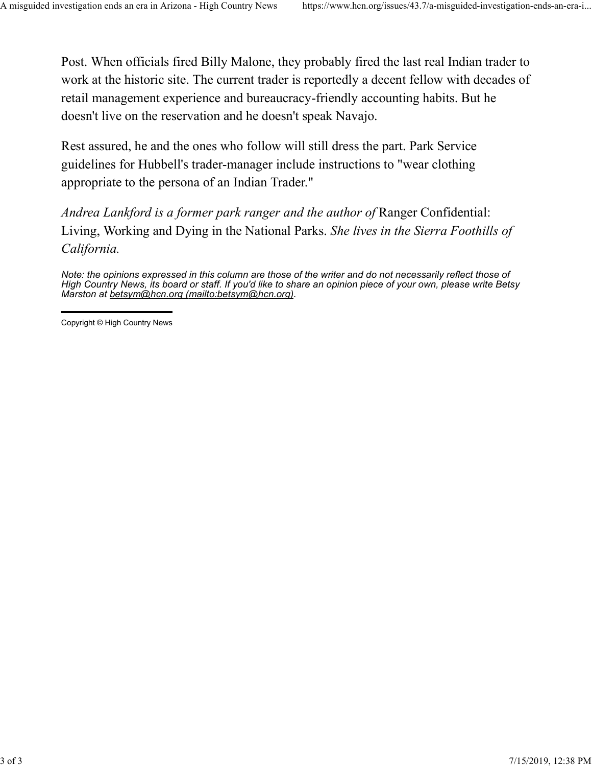Post. When officials fired Billy Malone, they probably fired the last real Indian trader to work at the historic site. The current trader is reportedly a decent fellow with decades of retail management experience and bureaucracy-friendly accounting habits. But he doesn't live on the reservation and he doesn't speak Navajo.

Rest assured, he and the ones who follow will still dress the part. Park Service guidelines for Hubbell's trader-manager include instructions to "wear clothing appropriate to the persona of an Indian Trader."

*Andrea Lankford is a former park ranger and the author of* Ranger Confidential: Living, Working and Dying in the National Parks. *She lives in the Sierra Foothills of California.*

*Note: the opinions expressed in this column are those of the writer and do not necessarily reflect those of High Country News, its board or staff. If you'd like to share an opinion piece of your own, please write Betsy Marston at betsym@hcn.org (mailto:betsym@hcn.org).*

---

Copyright © High Country News